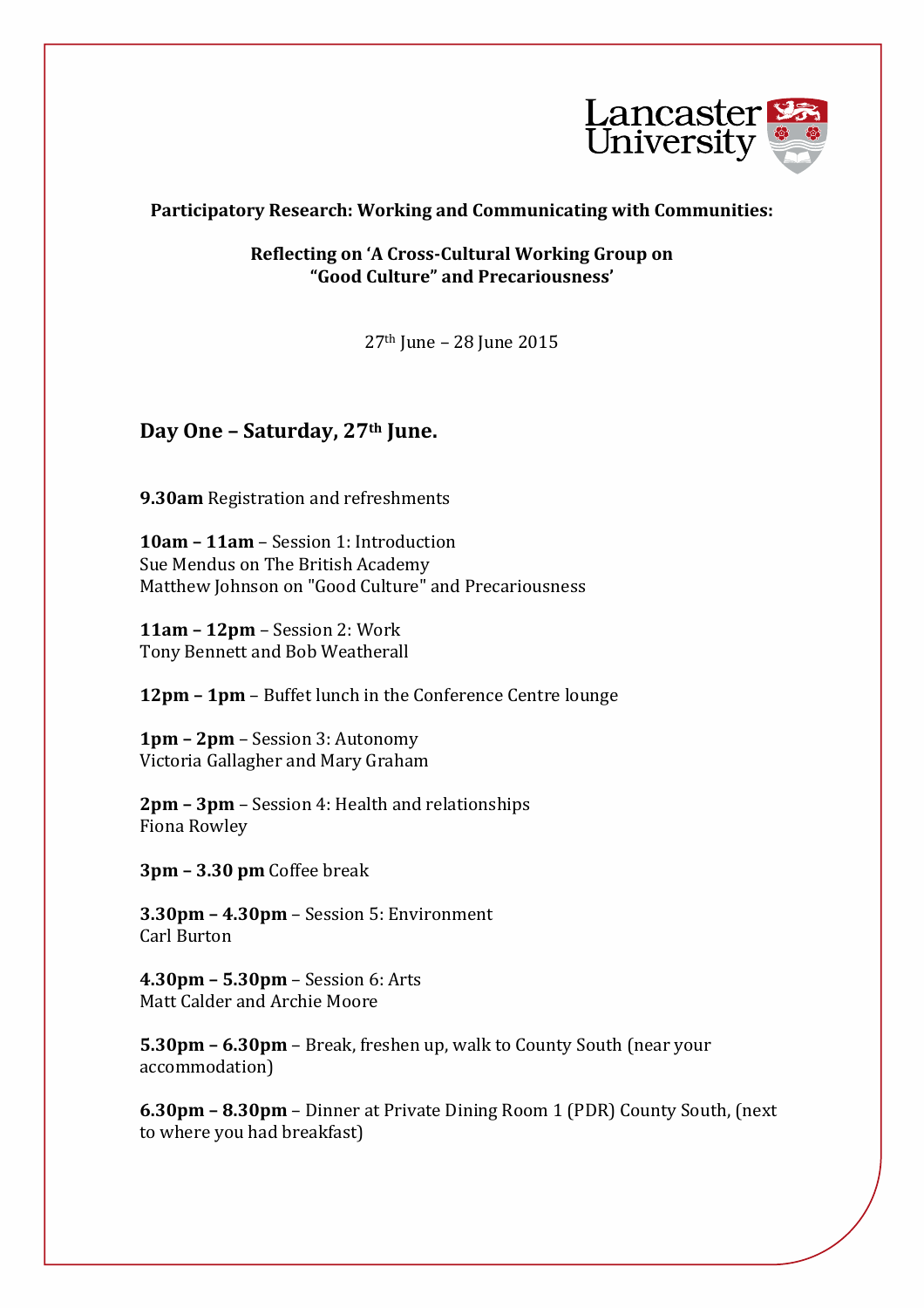**Participatory Research: Working and Communicating with Communities:**

**Reflecting on 'A Cross-Cultural Working Group on "Good Culture" and Precariousness'**

27th June – 28 June 2015

## Day One – Saturday, 27th June.

**9.30am** Registration and refreshments

**10am – 11am** – Session 1: Introduction
Sue Mendus on The British Academy
Matthew Johnson on "Good Culture" and Precariousness

**11am – 12pm** – Session 2: Work
Tony Bennett and Bob Weatherall

**12pm – 1pm** – Buffet lunch in the Conference Centre lounge

**1pm – 2pm** – Session 3: Autonomy
Victoria Gallagher and Mary Graham

**2pm – 3pm** – Session 4: Health and relationships
Fiona Rowley

**3pm – 3.30 pm** Coffee break

**3.30pm – 4.30pm** – Session 5: Environment
Carl Burton

**4.30pm – 5.30pm** – Session 6: Arts
Matt Calder and Archie Moore

**5.30pm – 6.30pm** – Break, freshen up, walk to County South (near your accommodation)

**6.30pm – 8.30pm** – Dinner at Private Dining Room 1 (PDR) County South, (next to where you had breakfast)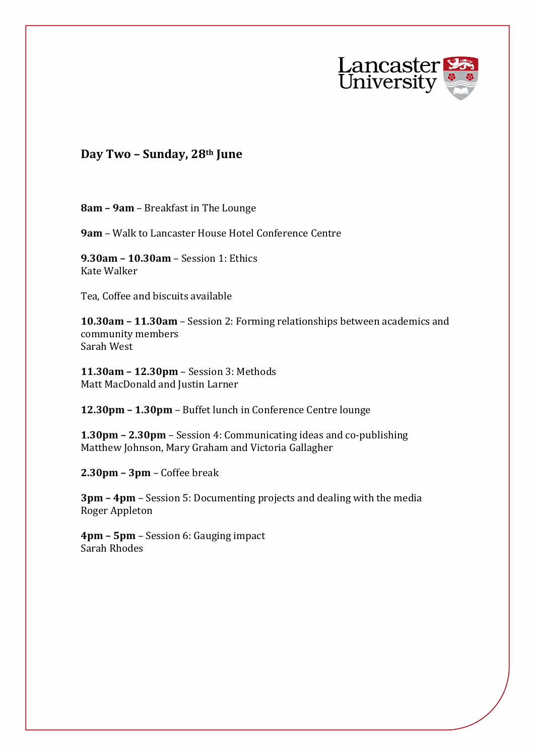## Day Two – Sunday, 28th June

**8am – 9am** – Breakfast in The Lounge

**9am** – Walk to Lancaster House Hotel Conference Centre

**9.30am – 10.30am** – Session 1: Ethics
Kate Walker

Tea, Coffee and biscuits available

**10.30am – 11.30am** – Session 2: Forming relationships between academics and community members
Sarah West

**11.30am – 12.30pm** – Session 3: Methods
Matt MacDonald and Justin Larner

**12.30pm – 1.30pm** – Buffet lunch in Conference Centre lounge

**1.30pm – 2.30pm** – Session 4: Communicating ideas and co-publishing
Matthew Johnson, Mary Graham and Victoria Gallagher

**2.30pm – 3pm** – Coffee break

**3pm – 4pm** – Session 5: Documenting projects and dealing with the media
Roger Appleton

**4pm – 5pm** – Session 6: Gauging impact
Sarah Rhodes